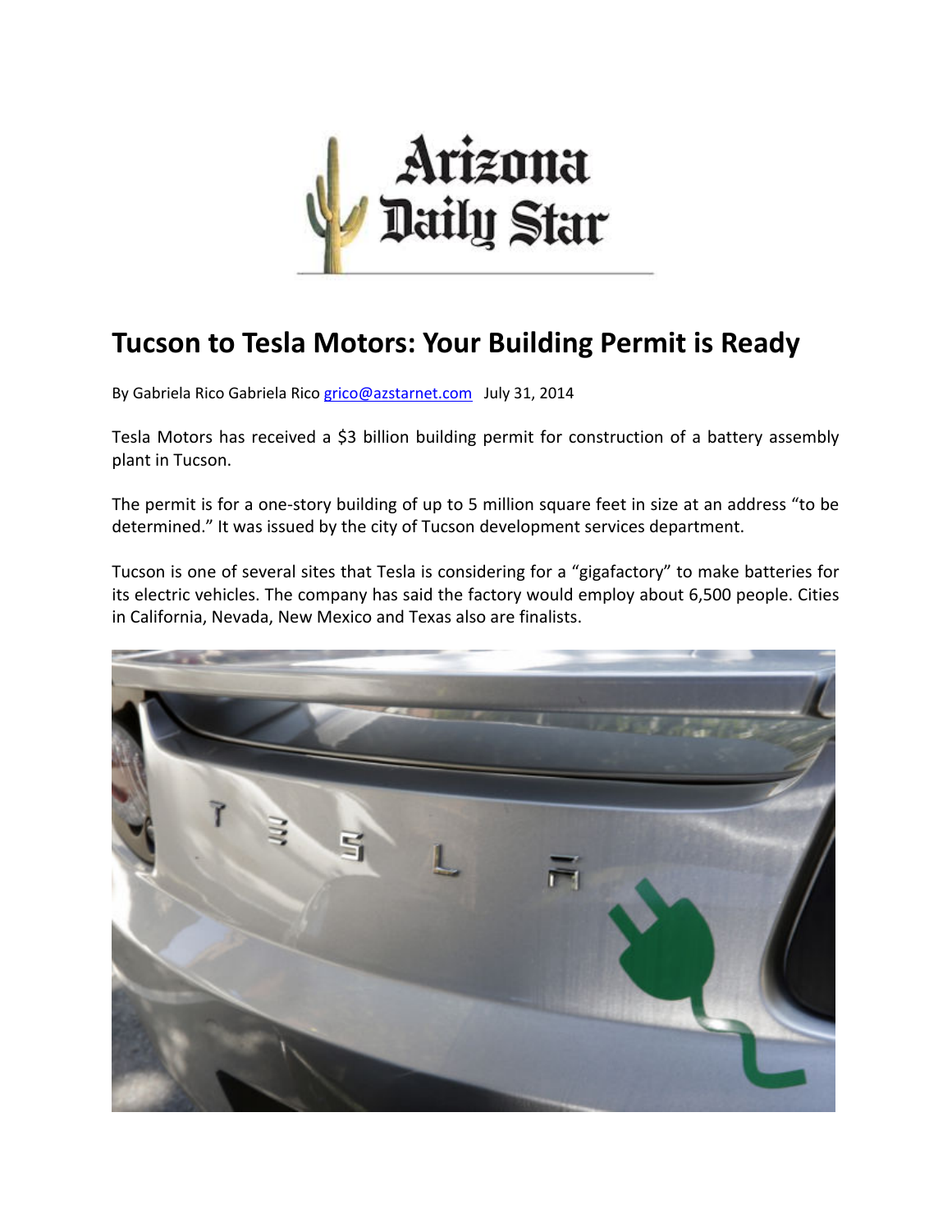Arizona Daily Star

# Tucson to Tesla Motors: Your Building Permit is Ready

By Gabriela Rico Gabriela Rico grico@azstarnet.com July 31, 2014

Tesla Motors has received a $3 billion building permit for construction of a battery assembly plant in Tucson.

The permit is for a one-story building of up to 5 million square feet in size at an address "to be determined." It was issued by the city of Tucson development services department.

Tucson is one of several sites that Tesla is considering for a "gigafactory" to make batteries for its electric vehicles. The company has said the factory would employ about 6,500 people. Cities in California, Nevada, New Mexico and Texas also are finalists.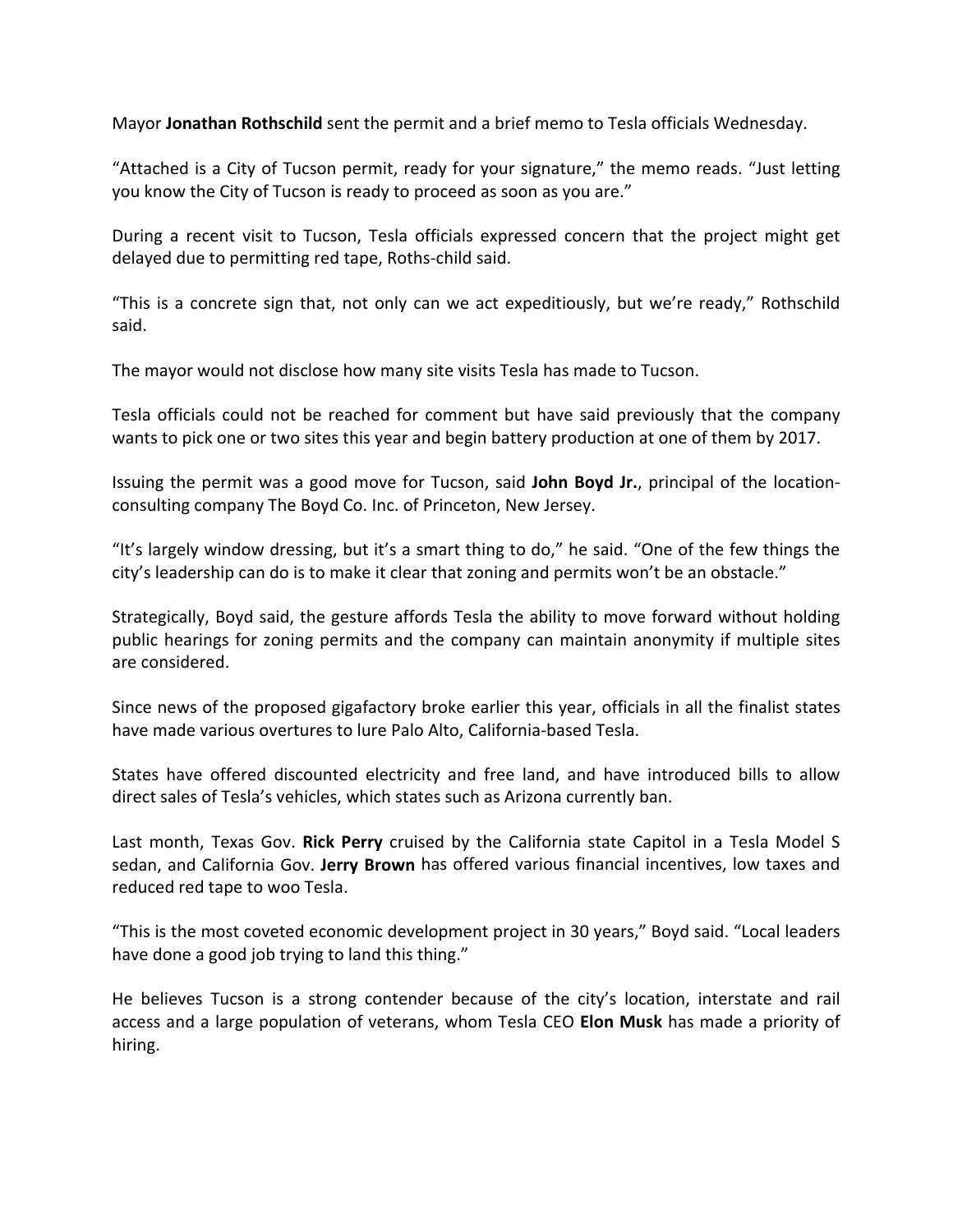Mayor **Jonathan Rothschild** sent the permit and a brief memo to Tesla officials Wednesday.

"Attached is a City of Tucson permit, ready for your signature," the memo reads. "Just letting you know the City of Tucson is ready to proceed as soon as you are."

During a recent visit to Tucson, Tesla officials expressed concern that the project might get delayed due to permitting red tape, Roths-child said.

"This is a concrete sign that, not only can we act expeditiously, but we're ready," Rothschild said.

The mayor would not disclose how many site visits Tesla has made to Tucson.

Tesla officials could not be reached for comment but have said previously that the company wants to pick one or two sites this year and begin battery production at one of them by 2017.

Issuing the permit was a good move for Tucson, said **John Boyd Jr.**, principal of the location-consulting company The Boyd Co. Inc. of Princeton, New Jersey.

"It's largely window dressing, but it's a smart thing to do," he said. "One of the few things the city's leadership can do is to make it clear that zoning and permits won't be an obstacle."

Strategically, Boyd said, the gesture affords Tesla the ability to move forward without holding public hearings for zoning permits and the company can maintain anonymity if multiple sites are considered.

Since news of the proposed gigafactory broke earlier this year, officials in all the finalist states have made various overtures to lure Palo Alto, California-based Tesla.

States have offered discounted electricity and free land, and have introduced bills to allow direct sales of Tesla's vehicles, which states such as Arizona currently ban.

Last month, Texas Gov. **Rick Perry** cruised by the California state Capitol in a Tesla Model S sedan, and California Gov. **Jerry Brown** has offered various financial incentives, low taxes and reduced red tape to woo Tesla.

"This is the most coveted economic development project in 30 years," Boyd said. "Local leaders have done a good job trying to land this thing."

He believes Tucson is a strong contender because of the city's location, interstate and rail access and a large population of veterans, whom Tesla CEO **Elon Musk** has made a priority of hiring.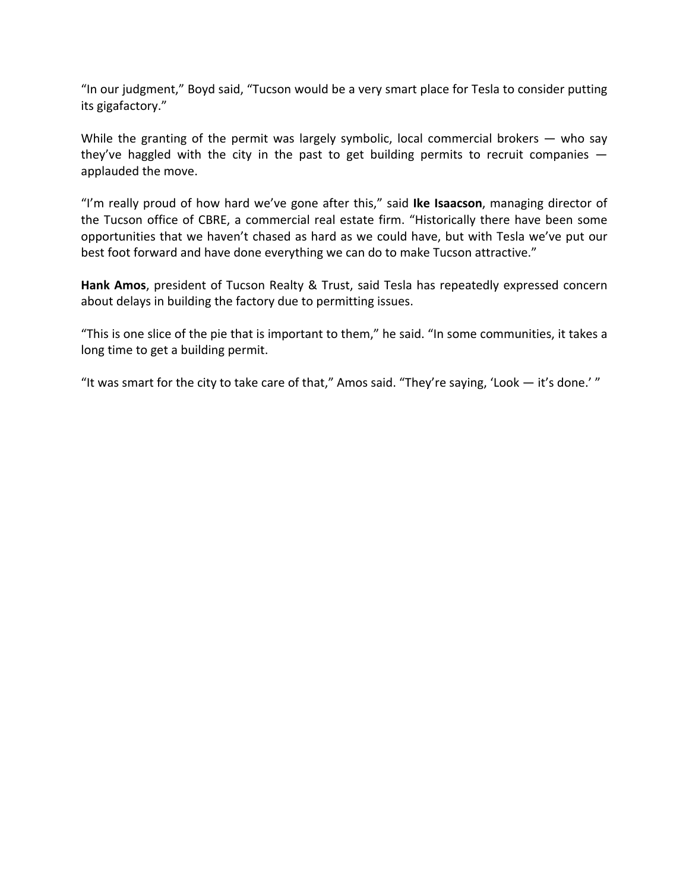"In our judgment," Boyd said, "Tucson would be a very smart place for Tesla to consider putting its gigafactory."

While the granting of the permit was largely symbolic, local commercial brokers — who say they've haggled with the city in the past to get building permits to recruit companies — applauded the move.

"I'm really proud of how hard we've gone after this," said **Ike Isaacson**, managing director of the Tucson office of CBRE, a commercial real estate firm. "Historically there have been some opportunities that we haven't chased as hard as we could have, but with Tesla we've put our best foot forward and have done everything we can do to make Tucson attractive."

**Hank Amos**, president of Tucson Realty & Trust, said Tesla has repeatedly expressed concern about delays in building the factory due to permitting issues.

"This is one slice of the pie that is important to them," he said. "In some communities, it takes a long time to get a building permit.

"It was smart for the city to take care of that," Amos said. "They're saying, 'Look — it's done.' "